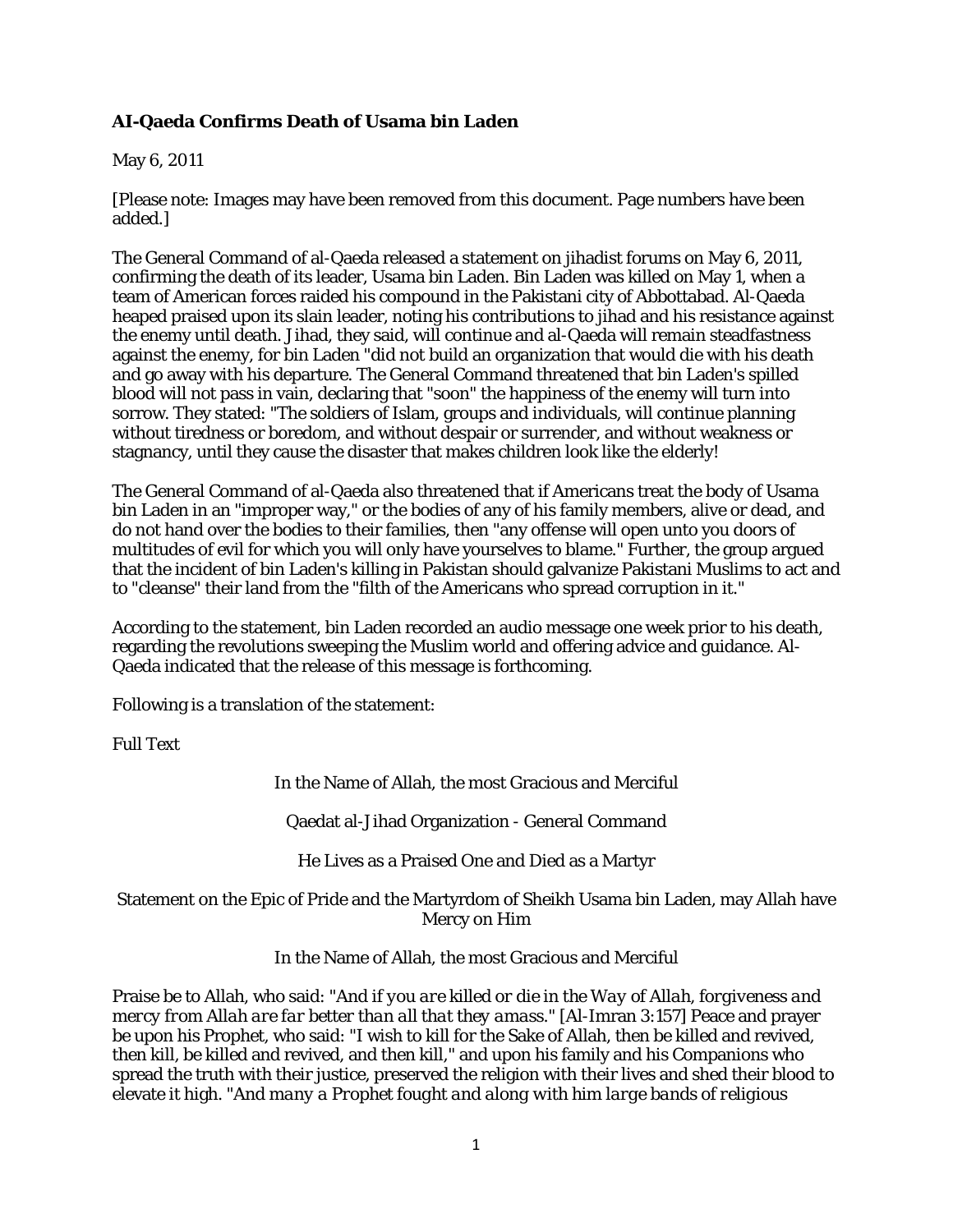**Al-Qaeda Confirms Death of Usama bin Laden**

May 6, 2011

[Please note: Images may have been removed from this document. Page numbers have been added.]

The General Command of al-Qaeda released a statement on jihadist forums on May 6, 2011, confirming the death of its leader, Usama bin Laden. Bin Laden was killed on May 1, when a team of American forces raided his compound in the Pakistani city of Abbottabad. Al-Qaeda heaped praised upon its slain leader, noting his contributions to jihad and his resistance against the enemy until death. Jihad, they said, will continue and al-Qaeda will remain steadfastness against the enemy, for bin Laden "did not build an organization that would die with his death and go away with his departure. The General Command threatened that bin Laden's spilled blood will not pass in vain, declaring that "soon" the happiness of the enemy will turn into sorrow. They stated: "The soldiers of Islam, groups and individuals, will continue planning without tiredness or boredom, and without despair or surrender, and without weakness or stagnancy, until they cause the disaster that makes children look like the elderly!

The General Command of al-Qaeda also threatened that if Americans treat the body of Usama bin Laden in an "improper way," or the bodies of any of his family members, alive or dead, and do not hand over the bodies to their families, then "any offense will open unto you doors of multitudes of evil for which you will only have yourselves to blame." Further, the group argued that the incident of bin Laden's killing in Pakistan should galvanize Pakistani Muslims to act and to "cleanse" their land from the "filth of the Americans who spread corruption in it."

According to the statement, bin Laden recorded an audio message one week prior to his death, regarding the revolutions sweeping the Muslim world and offering advice and guidance. Al-Qaeda indicated that the release of this message is forthcoming.

Following is a translation of the statement:

Full Text

In the Name of Allah, the most Gracious and Merciful

Qaedat al-Jihad Organization - General Command

He Lives as a Praised One and Died as a Martyr

Statement on the Epic of Pride and the Martyrdom of Sheikh Usama bin Laden, may Allah have Mercy on Him

In the Name of Allah, the most Gracious and Merciful

Praise be to Allah, who said: "*And if you are killed or die in the Way of Allah, forgiveness and mercy from Allah are far better than all that they amass.*" [Al-Imran 3:157] Peace and prayer be upon his Prophet, who said: "I wish to kill for the Sake of Allah, then be killed and revived, then kill, be killed and revived, and then kill," and upon his family and his Companions who spread the truth with their justice, preserved the religion with their lives and shed their blood to elevate it high. "*And many a Prophet fought and along with him large bands of religious*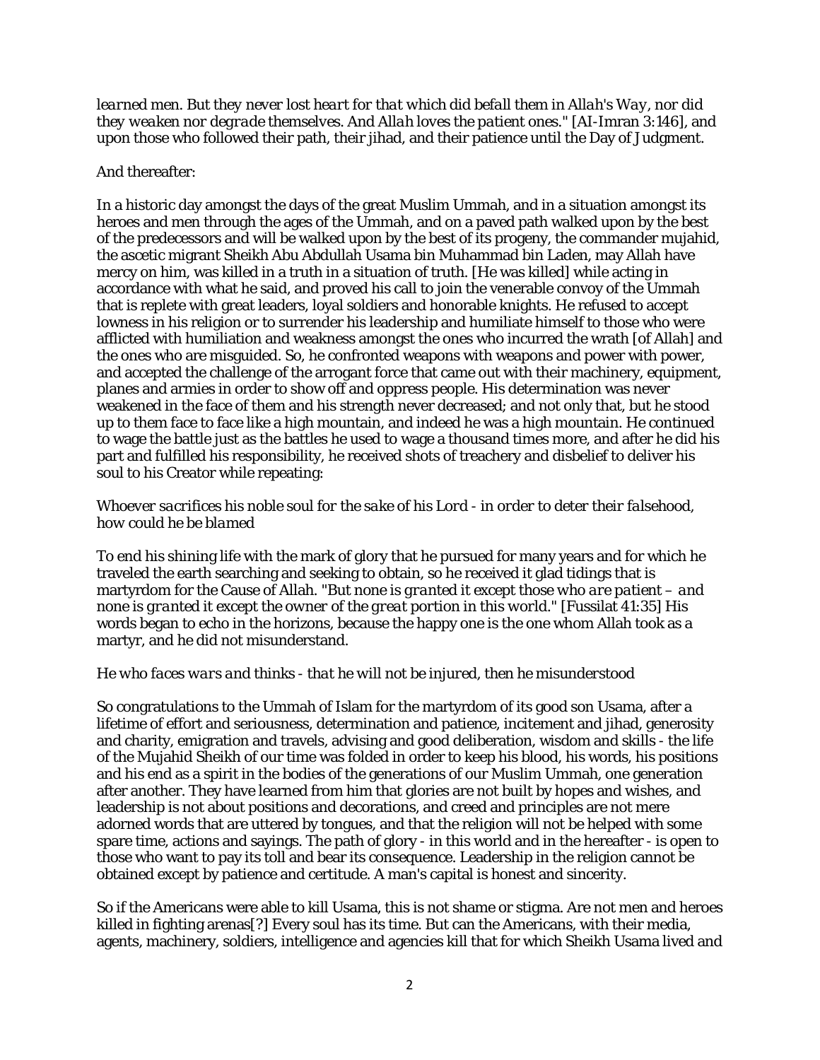*learned men. But they never lost heart for that which did befall them in Allah's Way, nor did they weaken nor degrade themselves. And Allah loves the patient ones."* [Al-Imran 3:146], and upon those who followed their path, their jihad, and their patience until the Day of Judgment.

And thereafter:

In a historic day amongst the days of the great Muslim Ummah, and in a situation amongst its heroes and men through the ages of the Ummah, and on a paved path walked upon by the best of the predecessors and will be walked upon by the best of its progeny, the commander mujahid, the ascetic migrant Sheikh Abu Abdullah Usama bin Muhammad bin Laden, may Allah have mercy on him, was killed in a truth in a situation of truth. [He was killed] while acting in accordance with what he said, and proved his call to join the venerable convoy of the Ummah that is replete with great leaders, loyal soldiers and honorable knights. He refused to accept lowness in his religion or to surrender his leadership and humiliate himself to those who were afflicted with humiliation and weakness amongst the ones who incurred the wrath [of Allah] and the ones who are misguided. So, he confronted weapons with weapons and power with power, and accepted the challenge of the arrogant force that came out with their machinery, equipment, planes and armies in order to show off and oppress people. His determination was never weakened in the face of them and his strength never decreased; and not only that, but he stood up to them face to face like a high mountain, and indeed he was a high mountain. He continued to wage the battle just as the battles he used to wage a thousand times more, and after he did his part and fulfilled his responsibility, he received shots of treachery and disbelief to deliver his soul to his Creator while repeating:

*Whoever sacrifices his noble soul for the sake of his Lord - in order to deter their falsehood, how could he be blamed*

To end his shining life with the mark of glory that he pursued for many years and for which he traveled the earth searching and seeking to obtain, so he received it glad tidings that is martyrdom for the Cause of Allah. "*But none is granted it except those who are patient – and none is granted it except the owner of the great portion in this world.*" [Fussilat 41:35] His words began to echo in the horizons, because the happy one is the one whom Allah took as a martyr, and he did not misunderstand.

*He who faces wars and thinks - that he will not be injured, then he misunderstood*

So congratulations to the Ummah of Islam for the martyrdom of its good son Usama, after a lifetime of effort and seriousness, determination and patience, incitement and jihad, generosity and charity, emigration and travels, advising and good deliberation, wisdom and skills - the life of the Mujahid Sheikh of our time was folded in order to keep his blood, his words, his positions and his end as a spirit in the bodies of the generations of our Muslim Ummah, one generation after another. They have learned from him that glories are not built by hopes and wishes, and leadership is not about positions and decorations, and creed and principles are not mere adorned words that are uttered by tongues, and that the religion will not be helped with some spare time, actions and sayings. The path of glory - in this world and in the hereafter - is open to those who want to pay its toll and bear its consequence. Leadership in the religion cannot be obtained except by patience and certitude. A man's capital is honest and sincerity.

So if the Americans were able to kill Usama, this is not shame or stigma. Are not men and heroes killed in fighting arenas[?] Every soul has its time. But can the Americans, with their media, agents, machinery, soldiers, intelligence and agencies kill that for which Sheikh Usama lived and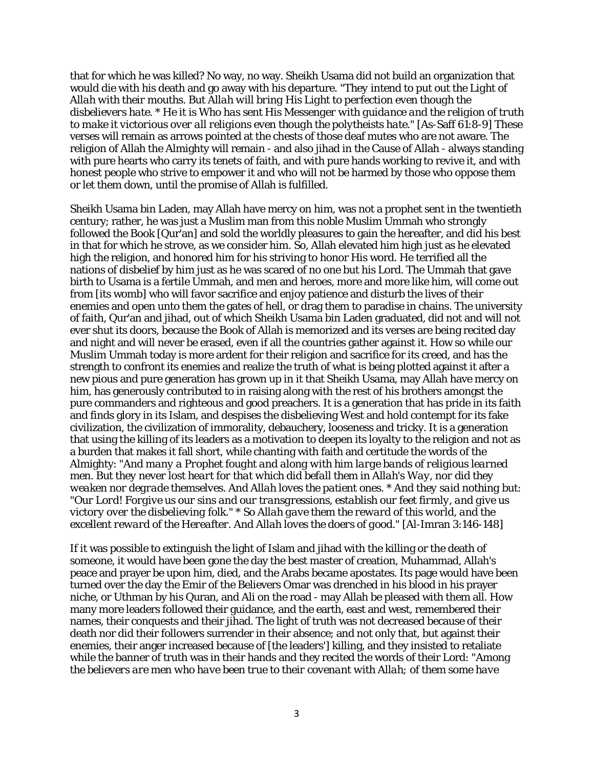that for which he was killed? No way, no way. Sheikh Usama did not build an organization that would die with his death and go away with his departure. "*They intend to put out the Light of Allah with their mouths. But Allah will bring His Light to perfection even though the disbelievers hate. * He it is Who has sent His Messenger with guidance and the religion of truth to make it victorious over all religions even though the polytheists hate.*" [As-Saff 61:8-9] These verses will remain as arrows pointed at the chests of those deaf mutes who are not aware. The religion of Allah the Almighty will remain - and also jihad in the Cause of Allah - always standing with pure hearts who carry its tenets of faith, and with pure hands working to revive it, and with honest people who strive to empower it and who will not be harmed by those who oppose them or let them down, until the promise of Allah is fulfilled.

Sheikh Usama bin Laden, may Allah have mercy on him, was not a prophet sent in the twentieth century; rather, he was just a Muslim man from this noble Muslim Ummah who strongly followed the Book [Qur'an] and sold the worldly pleasures to gain the hereafter, and did his best in that for which he strove, as we consider him. So, Allah elevated him high just as he elevated high the religion, and honored him for his striving to honor His word. He terrified all the nations of disbelief by him just as he was scared of no one but his Lord. The Ummah that gave birth to Usama is a fertile Ummah, and men and heroes, more and more like him, will come out from [its womb] who will favor sacrifice and enjoy patience and disturb the lives of their enemies and open unto them the gates of hell, or drag them to paradise in chains. The university of faith, Qur'an and jihad, out of which Sheikh Usama bin Laden graduated, did not and will not ever shut its doors, because the Book of Allah is memorized and its verses are being recited day and night and will never be erased, even if all the countries gather against it. How so while our Muslim Ummah today is more ardent for their religion and sacrifice for its creed, and has the strength to confront its enemies and realize the truth of what is being plotted against it after a new pious and pure generation has grown up in it that Sheikh Usama, may Allah have mercy on him, has generously contributed to in raising along with the rest of his brothers amongst the pure commanders and righteous and good preachers. It is a generation that has pride in its faith and finds glory in its Islam, and despises the disbelieving West and hold contempt for its fake civilization, the civilization of immorality, debauchery, looseness and tricky. It is a generation that using the killing of its leaders as a motivation to deepen its loyalty to the religion and not as a burden that makes it fall short, while chanting with faith and certitude the words of the Almighty: "*And many a Prophet fought and along with him large bands of religious learned men. But they never lost heart for that which did befall them in Allah's Way, nor did they weaken nor degrade themselves. And Allah loves the patient ones. * And they said nothing but: "Our Lord! Forgive us our sins and our transgressions, establish our feet firmly, and give us victory over the disbelieving folk." * So Allah gave them the reward of this world, and the excellent reward of the Hereafter. And Allah loves the doers of good.*" [Al-Imran 3:146-148]

If it was possible to extinguish the light of Islam and jihad with the killing or the death of someone, it would have been gone the day the best master of creation, Muhammad, Allah's peace and prayer be upon him, died, and the Arabs became apostates. Its page would have been turned over the day the Emir of the Believers Omar was drenched in his blood in his prayer niche, or Uthman by his Quran, and Ali on the road - may Allah be pleased with them all. How many more leaders followed their guidance, and the earth, east and west, remembered their names, their conquests and their jihad. The light of truth was not decreased because of their death nor did their followers surrender in their absence; and not only that, but against their enemies, their anger increased because of [the leaders'] killing, and they insisted to retaliate while the banner of truth was in their hands and they recited the words of their Lord: "*Among the believers are men who have been true to their covenant with Allah; of them some have*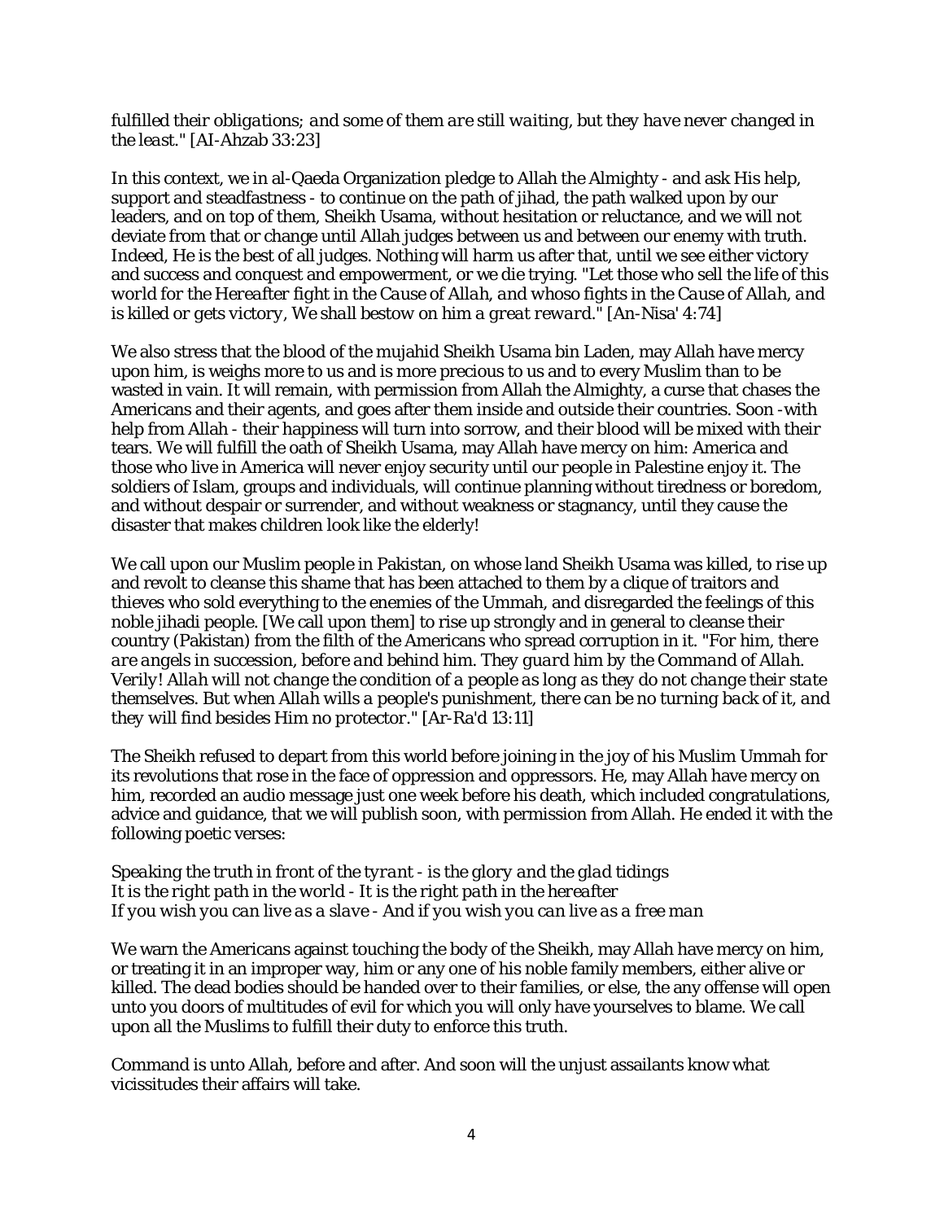*fulfilled their obligations; and some of them are still waiting, but they have never changed in the least.*" [Al-Ahzab 33:23]

In this context, we in al-Qaeda Organization pledge to Allah the Almighty - and ask His help, support and steadfastness - to continue on the path of jihad, the path walked upon by our leaders, and on top of them, Sheikh Usama, without hesitation or reluctance, and we will not deviate from that or change until Allah judges between us and between our enemy with truth. Indeed, He is the best of all judges. Nothing will harm us after that, until we see either victory and success and conquest and empowerment, or we die trying. "*Let those who sell the life of this world for the Hereafter fight in the Cause of Allah, and whoso fights in the Cause of Allah, and is killed or gets victory, We shall bestow on him a great reward.*" [An-Nisa' 4:74]

We also stress that the blood of the mujahid Sheikh Usama bin Laden, may Allah have mercy upon him, is weighs more to us and is more precious to us and to every Muslim than to be wasted in vain. It will remain, with permission from Allah the Almighty, a curse that chases the Americans and their agents, and goes after them inside and outside their countries. Soon -with help from Allah - their happiness will turn into sorrow, and their blood will be mixed with their tears. We will fulfill the oath of Sheikh Usama, may Allah have mercy on him: America and those who live in America will never enjoy security until our people in Palestine enjoy it. The soldiers of Islam, groups and individuals, will continue planning without tiredness or boredom, and without despair or surrender, and without weakness or stagnancy, until they cause the disaster that makes children look like the elderly!

We call upon our Muslim people in Pakistan, on whose land Sheikh Usama was killed, to rise up and revolt to cleanse this shame that has been attached to them by a clique of traitors and thieves who sold everything to the enemies of the Ummah, and disregarded the feelings of this noble jihadi people. [We call upon them] to rise up strongly and in general to cleanse their country (Pakistan) from the filth of the Americans who spread corruption in it. "*For him, there are angels in succession, before and behind him. They guard him by the Command of Allah. Verily! Allah will not change the condition of a people as long as they do not change their state themselves. But when Allah wills a people's punishment, there can be no turning back of it, and they will find besides Him no protector.*" [Ar-Ra'd 13:11]

The Sheikh refused to depart from this world before joining in the joy of his Muslim Ummah for its revolutions that rose in the face of oppression and oppressors. He, may Allah have mercy on him, recorded an audio message just one week before his death, which included congratulations, advice and guidance, that we will publish soon, with permission from Allah. He ended it with the following poetic verses:

*Speaking the truth in front of the tyrant - is the glory and the glad tidings*
*It is the right path in the world - It is the right path in the hereafter*
*If you wish you can live as a slave - And if you wish you can live as a free man*

We warn the Americans against touching the body of the Sheikh, may Allah have mercy on him, or treating it in an improper way, him or any one of his noble family members, either alive or killed. The dead bodies should be handed over to their families, or else, the any offense will open unto you doors of multitudes of evil for which you will only have yourselves to blame. We call upon all the Muslims to fulfill their duty to enforce this truth.

Command is unto Allah, before and after. And soon will the unjust assailants know what vicissitudes their affairs will take.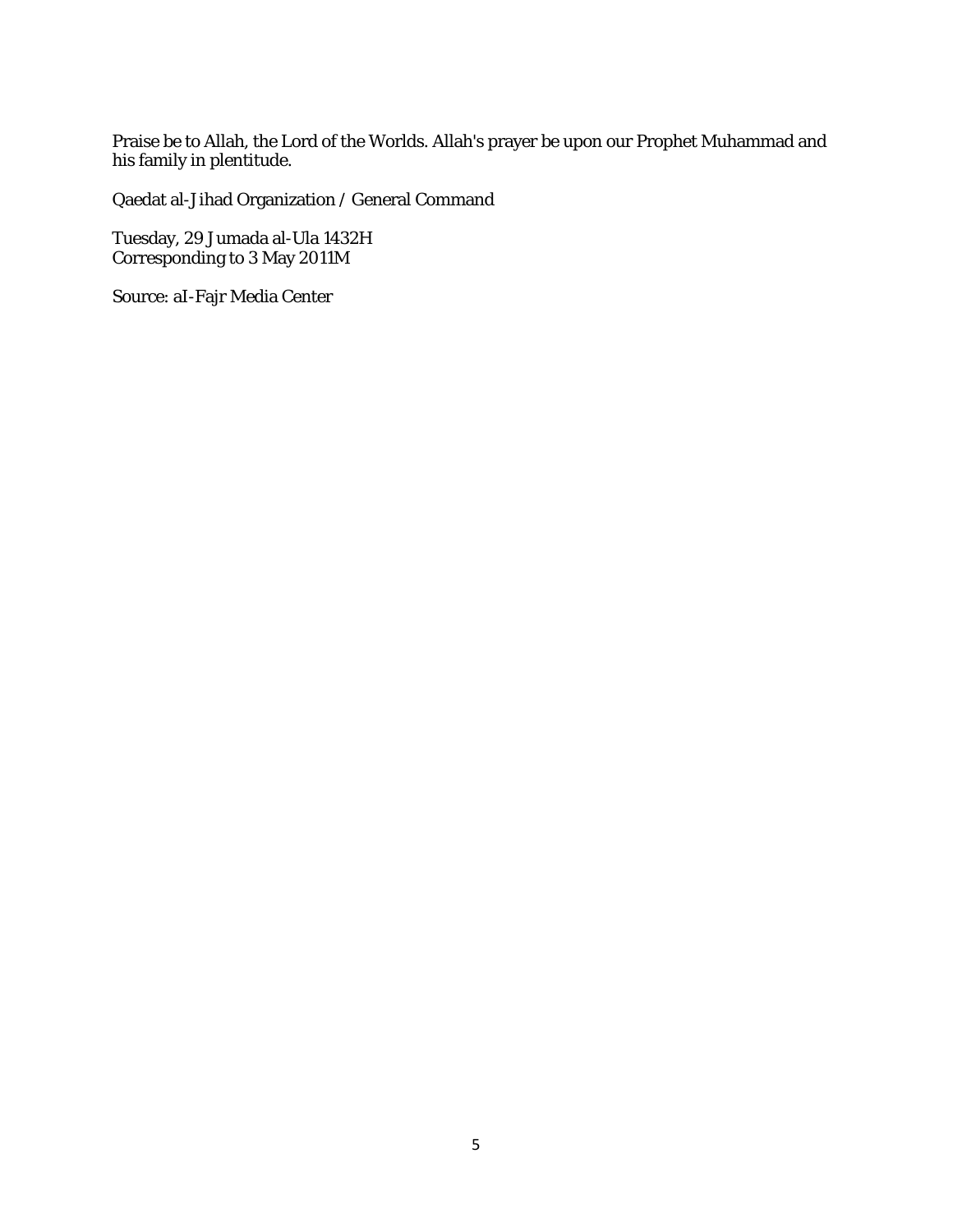Praise be to Allah, the Lord of the Worlds. Allah's prayer be upon our Prophet Muhammad and his family in plentitude.

Qaedat al-Jihad Organization / General Command

Tuesday, 29 Jumada al-Ula 1432H
Corresponding to 3 May 2011M

Source: aI-Fajr Media Center